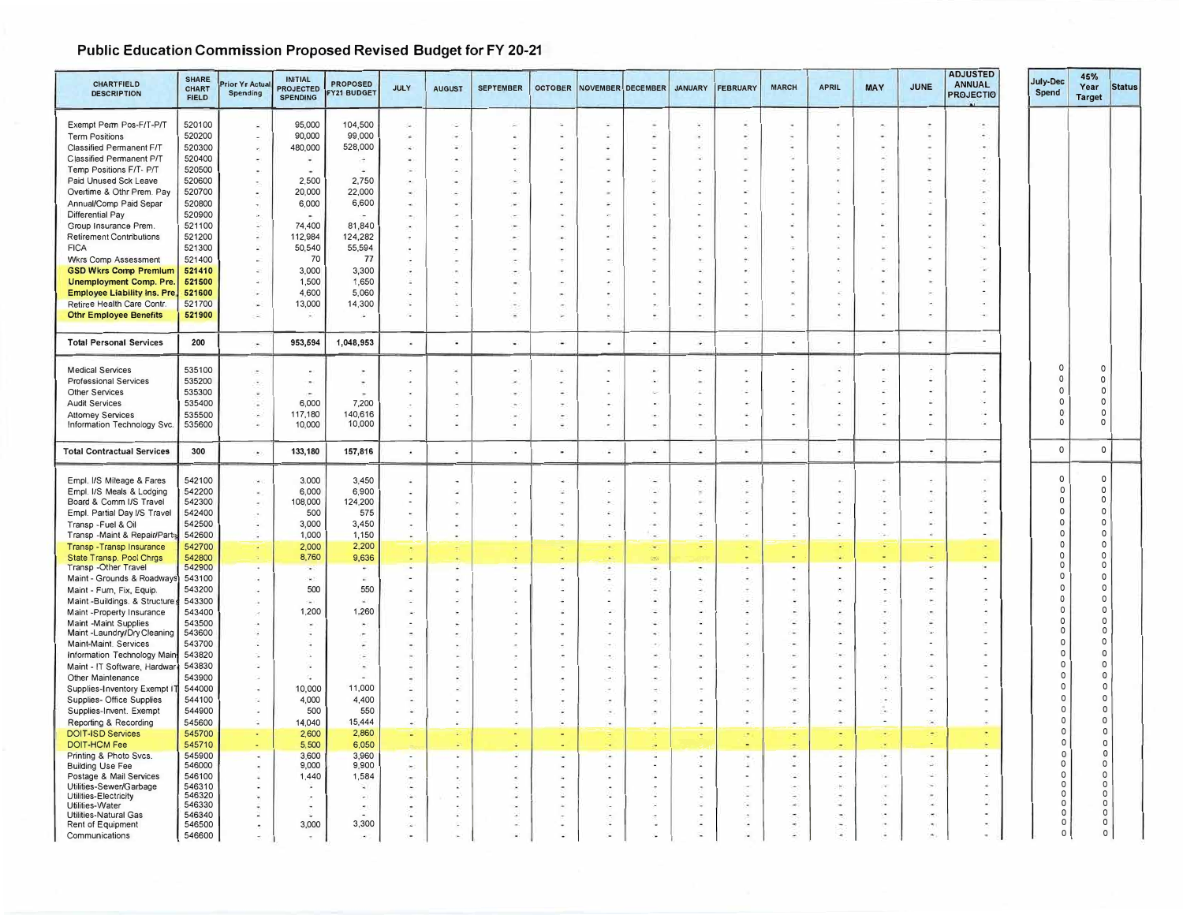# Public Education Commission Proposed Revised Budget for FY 20-21

| CHARTFIELD DESCRIPTION | SHARE CHART FIELD | Prior Yr Actual Spending | INITIAL PROJECTED SPENDING | PROPOSED FY21 BUDGET | JULY | AUGUST | SEPTEMBER | OCTOBER | NOVEMBER | DECEMBER | JANUARY | FEBRUARY | MARCH | APRIL | MAY | JUNE | ADJUSTED ANNUAL PROJECTION | July-Dec Spend | 45% Year Target | Status |
|---|---|---|---|---|---|---|---|---|---|---|---|---|---|---|---|---|---|---|---|---|
| Exempt Perm Pos-F/T-P/T | 520100 | - | 95,000 | 104,500 | - | - | - | - | - | - | - | - | - | - | - | - | - | | | |
| Term Positions | 520200 | - | 90,000 | 99,000 | - | - | - | - | - | - | - | - | - | - | - | - | - | | | |
| Classified Permanent F/T | 520300 | - | 480,000 | 528,000 | - | - | - | - | - | - | - | - | - | - | - | - | - | | | |
| Classified Permanent P/T | 520400 | - | - | - | - | - | - | - | - | - | - | - | - | - | - | - | - | | | |
| Temp Positions F/T- P/T | 520500 | - | - | - | - | - | - | - | - | - | - | - | - | - | - | - | - | | | |
| Paid Unused Sck Leave | 520600 | - | 2,500 | 2,750 | - | - | - | - | - | - | - | - | - | - | - | - | - | | | |
| Overtime & Othr Prem. Pay | 520700 | - | 20,000 | 22,000 | - | - | - | - | - | - | - | - | - | - | - | - | - | | | |
| Annual/Comp Paid Separ | 520800 | - | 6,000 | 6,600 | - | - | - | - | - | - | - | - | - | - | - | - | - | | | |
| Differential Pay | 520900 | - | - | - | - | - | - | - | - | - | - | - | - | - | - | - | - | | | |
| Group Insurance Prem. | 521100 | - | 74,400 | 81,840 | - | - | - | - | - | - | - | - | - | - | - | - | - | | | |
| Retirement Contributions | 521200 | - | 112,984 | 124,282 | - | - | - | - | - | - | - | - | - | - | - | - | - | | | |
| FICA | 521300 | - | 50,540 | 55,594 | - | - | - | - | - | - | - | - | - | - | - | - | - | | | |
| Wkrs Comp Assessment | 521400 | - | 70 | 77 | - | - | - | - | - | - | - | - | - | - | - | - | - | | | |
| **GSD Wkrs Comp Premium** | **521410** | - | 3,000 | 3,300 | - | - | - | - | - | - | - | - | - | - | - | - | - | | | |
| **Unemployment Comp. Pre.** | **521500** | - | 1,500 | 1,650 | - | - | - | - | - | - | - | - | - | - | - | - | - | | | |
| **Employee Liability Ins. Pre.** | **521600** | - | 4,600 | 5,060 | - | - | - | - | - | - | - | - | - | - | - | - | - | | | |
| Retiree Health Care Contr. | 521700 | - | 13,000 | 14,300 | - | - | - | - | - | - | - | - | - | - | - | - | - | | | |
| **Othr Employee Benefits** | **521900** | - | - | - | - | - | - | - | - | - | - | - | - | - | - | - | - | | | |
| **Total Personal Services** | **200** | - | **953,594** | **1,048,953** | - | - | - | - | - | - | - | - | - | - | - | - | - | | | |
| Medical Services | 535100 | - | - | - | - | - | - | - | - | - | - | - | - | - | - | - | - | 0 | 0 | |
| Professional Services | 535200 | - | - | - | - | - | - | - | - | - | - | - | - | - | - | - | - | 0 | 0 | |
| Other Services | 535300 | - | - | - | - | - | - | - | - | - | - | - | - | - | - | - | - | 0 | 0 | |
| Audit Services | 535400 | - | 6,000 | 7,200 | - | - | - | - | - | - | - | - | - | - | - | - | - | 0 | 0 | |
| Attorney Services | 535500 | - | 117,180 | 140,616 | - | - | - | - | - | - | - | - | - | - | - | - | - | 0 | 0 | |
| Information Technology Svc. | 535600 | - | 10,000 | 10,000 | - | - | - | - | - | - | - | - | - | - | - | - | - | 0 | 0 | |
| **Total Contractual Services** | **300** | - | **133,180** | **157,816** | - | - | - | - | - | - | - | - | - | - | - | - | - | 0 | 0 | |
| Empl. I/S Mileage & Fares | 542100 | - | 3,000 | 3,450 | - | - | - | - | - | - | - | - | - | - | - | - | - | 0 | 0 | |
| Empl. I/S Meals & Lodging | 542200 | - | 6,000 | 6,900 | - | - | - | - | - | - | - | - | - | - | - | - | - | 0 | 0 | |
| Board & Comm I/S Travel | 542300 | - | 108,000 | 124,200 | - | - | - | - | - | - | - | - | - | - | - | - | - | 0 | 0 | |
| Empl. Partial Day I/S Travel | 542400 | - | 500 | 575 | - | - | - | - | - | - | - | - | - | - | - | - | - | 0 | 0 | |
| Transp -Fuel & Oil | 542500 | - | 3,000 | 3,450 | - | - | - | - | - | - | - | - | - | - | - | - | - | 0 | 0 | |
| Transp -Maint & Repair/Parts | 542600 | - | 1,000 | 1,150 | - | - | - | - | - | - | - | - | - | - | - | - | - | 0 | 0 | |
| Transp -Transp Insurance | 542700 | - | 2,000 | 2,200 | - | - | - | - | - | - | - | - | - | - | - | - | - | 0 | 0 | |
| State Transp. Pool Chrgs | 542800 | - | 8,760 | 9,636 | - | - | - | - | - | - | - | - | - | - | - | - | - | 0 | 0 | |
| Transp -Other Travel | 542900 | - | - | - | - | - | - | - | - | - | - | - | - | - | - | - | - | 0 | 0 | |
| Maint - Grounds & Roadways | 543100 | - | - | - | - | - | - | - | - | - | - | - | - | - | - | - | - | 0 | 0 | |
| Maint - Furn, Fix, Equip. | 543200 | - | 500 | 550 | - | - | - | - | - | - | - | - | - | - | - | - | - | 0 | 0 | |
| Maint -Buildings. & Structures | 543300 | - | - | - | - | - | - | - | - | - | - | - | - | - | - | - | - | 0 | 0 | |
| Maint -Property Insurance | 543400 | - | 1,200 | 1,260 | - | - | - | - | - | - | - | - | - | - | - | - | - | 0 | 0 | |
| Maint -Maint Supplies | 543500 | - | - | - | - | - | - | - | - | - | - | - | - | - | - | - | - | 0 | 0 | |
| Maint -Laundry/Dry Cleaning | 543600 | - | - | - | - | - | - | - | - | - | - | - | - | - | - | - | - | 0 | 0 | |
| Maint-Maint. Services | 543700 | - | - | - | - | - | - | - | - | - | - | - | - | - | - | - | - | 0 | 0 | |
| Information Technology Main | 543820 | - | - | - | - | - | - | - | - | - | - | - | - | - | - | - | - | 0 | 0 | |
| Maint - IT Software, Hardware | 543830 | - | - | - | - | - | - | - | - | - | - | - | - | - | - | - | - | 0 | 0 | |
| Other Maintenance | 543900 | - | - | - | - | - | - | - | - | - | - | - | - | - | - | - | - | 0 | 0 | |
| Supplies-Inventory Exempt IT | 544000 | - | 10,000 | 11,000 | - | - | - | - | - | - | - | - | - | - | - | - | - | 0 | 0 | |
| Supplies- Office Supplies | 544100 | - | 4,000 | 4,400 | - | - | - | - | - | - | - | - | - | - | - | - | - | 0 | 0 | |
| Supplies-Invent. Exempt | 544900 | - | 500 | 550 | - | - | - | - | - | - | - | - | - | - | - | - | - | 0 | 0 | |
| Reporting & Recording | 545600 | - | 14,040 | 15,444 | - | - | - | - | - | - | - | - | - | - | - | - | - | 0 | 0 | |
| DOIT-ISD Services | 545700 | - | 2,600 | 2,860 | - | - | - | - | - | - | - | - | - | - | - | - | - | 0 | 0 | |
| DOIT-HCM Fee | 545710 | - | 5,500 | 6,050 | - | - | - | - | - | - | - | - | - | - | - | - | - | 0 | 0 | |
| Printing & Photo Svcs. | 545900 | - | 3,600 | 3,960 | - | - | - | - | - | - | - | - | - | - | - | - | - | 0 | 0 | |
| Building Use Fee | 546000 | - | 9,000 | 9,900 | - | - | - | - | - | - | - | - | - | - | - | - | - | 0 | 0 | |
| Postage & Mail Services | 546100 | - | 1,440 | 1,584 | - | - | - | - | - | - | - | - | - | - | - | - | - | 0 | 0 | |
| Utilities-Sewer/Garbage | 546310 | - | - | - | - | - | - | - | - | - | - | - | - | - | - | - | - | 0 | 0 | |
| Utilities-Electricity | 546320 | - | - | - | - | - | - | - | - | - | - | - | - | - | - | - | - | 0 | 0 | |
| Utilities-Water | 546330 | - | - | - | - | - | - | - | - | - | - | - | - | - | - | - | - | 0 | 0 | |
| Utilities-Natural Gas | 546340 | - | - | - | - | - | - | - | - | - | - | - | - | - | - | - | - | 0 | 0 | |
| Rent of Equipment | 546500 | - | 3,000 | 3,300 | - | - | - | - | - | - | - | - | - | - | - | - | - | 0 | 0 | |
| Communications | 546600 | - | - | - | - | - | - | - | - | - | - | - | - | - | - | - | - | 0 | 0 | |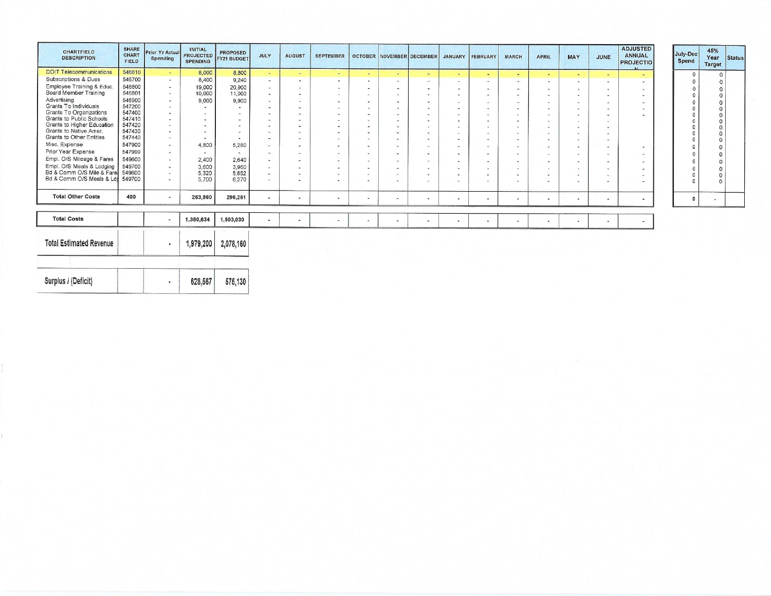| CHARTFIELD DESCRIPTION | SHARE CHART FIELD | Prior Yr Actual Spending | INITIAL PROJECTED SPENDING | PROPOSED FY21 BUDGET | JULY | AUGUST | SEPTEMBER | OCTOBER | NOVEMBER | DECEMBER | JANUARY | FEBRUARY | MARCH | APRIL | MAY | JUNE | ADJUSTED ANNUAL PROJECTION |
|---|---|---|---|---|---|---|---|---|---|---|---|---|---|---|---|---|---|
| DOIT Telecommunications | 546610 | - | 8,000 | 8,800 | - | - | - | - | - | - | - | - | - | - | - | - | - |
| Subscriptions & Dues | 546700 | - | 8,400 | 9,240 | - | - | - | - | - | - | - | - | - | - | - | - | - |
| Employee Training & Educ. | 546800 | - | 19,000 | 20,900 | - | - | - | - | - | - | - | - | - | - | - | - | - |
| Board Member Training | 546801 | - | 10,000 | 11,000 | - | - | - | - | - | - | - | - | - | - | - | - | - |
| Advertising | 546900 | - | 9,000 | 9,900 | - | - | - | - | - | - | - | - | - | - | - | - | - |
| Grants To Individuals | 547200 | - | - | - | - | - | - | - | - | - | - | - | - | - | - | - | - |
| Grants To Organizations | 547400 | - | - | - | - | - | - | - | - | - | - | - | - | - | - | - | - |
| Grants to Public Schools | 547410 | - | - | - | - | - | - | - | - | - | - | - | - | - | - | - | |
| Grants to Higher Education | 547420 | - | - | - | - | - | - | - | - | - | - | - | - | - | - | - | |
| Grants to Native Amer. | 547430 | - | - | - | - | - | - | - | - | - | - | - | - | - | - | - | |
| Grants to Other Entities | 547440 | - | - | - | - | - | - | - | - | - | - | - | - | - | - | - | |
| Misc. Expense | 547900 | - | 4,800 | 5,280 | - | - | - | - | - | - | - | - | - | - | - | - | - |
| Prior Year Expense | 547999 | - | - | - | - | - | - | - | - | - | - | - | - | - | - | - | - |
| Empl. O/S Mileage & Fares | 549600 | - | 2,400 | 2,640 | - | - | - | - | - | - | - | - | - | - | - | - | - |
| Empl. O/S Meals & Lodging | 549700 | - | 3,600 | 3,960 | - | - | - | - | - | - | - | - | - | - | - | - | - |
| Bd & Comm O/S Mile & Fare | 549600 | - | 5,320 | 5,852 | - | - | - | - | - | - | - | - | - | - | - | - | - |
| Bd & Comm O/S Meals & Ldg | 549700 | - | 5,700 | 6,270 | - | - | - | - | - | - | - | - | - | - | - | - | - |
| **Total Other Costs** | 400 | - | 263,860 | 296,261 | - | - | - | - | - | - | - | - | - | - | - | - | - |
| **Total Costs** | | - | 1,350,634 | 1,503,030 | - | - | - | - | - | - | - | - | - | - | - | - | - |
| **Total Estimated Revenue** | | - | 1,979,200 | 2,078,160 | | | | | | | | | | | | | |
| **Surplus / (Deficit)** | | - | 628,567 | 575,130 | | | | | | | | | | | | | |

| July-Dec Spend | 45% Year Target | Status |
|---|---|---|
| 0 | 0 | |
| 0 | 0 | |
| 0 | 0 | |
| 0 | 0 | |
| 0 | 0 | |
| 0 | 0 | |
| 0 | 0 | |
| 0 | 0 | |
| 0 | 0 | |
| 0 | 0 | |
| 0 | 0 | |
| 0 | 0 | |
| 0 | 0 | |
| 0 | 0 | |
| 0 | 0 | |
| 0 | 0 | |
| 0 | 0 | |
| 0 | - | |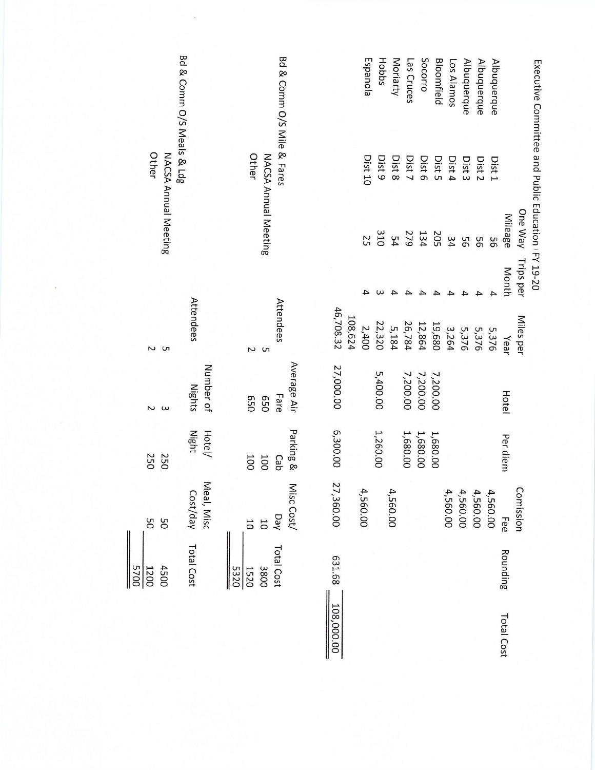## Executive Committee and Public Education FY 19-20

| | | One Way Mileage | Trips per Month | Miles per Year | Hotel | Per diem | Comission Fee | Rounding | Total Cost |
|---|---|---|---|---|---|---|---|---|---|
| Albuquerque | Dist 1 | 56 | 4 | 5,376 | | | 4,560.00 | | |
| Albuquerque | Dist 2 | 56 | 4 | 5,376 | | | 4,560.00 | | |
| Albuquerque | Dist 3 | 56 | 4 | 5,376 | | | 4,560.00 | | |
| Los Alamos | Dist 4 | 34 | 4 | 3,264 | | | 4,560.00 | | |
| Bloomfield | Dist 5 | 205 | 4 | 19,680 | 7,200.00 | 1,680.00 | | | |
| Socorro | Dist 6 | 134 | 4 | 12,864 | 7,200.00 | 1,680.00 | | | |
| Las Cruces | Dist 7 | 279 | 4 | 26,784 | 7,200.00 | 1,680.00 | | | |
| Moriarty | Dist 8 | 54 | 4 | 5,184 | | | 4,560.00 | | |
| Hobbs | Dist 9 | 310 | 3 | 22,320 | 5,400.00 | 1,260.00 | | | |
| Espanola | Dist 10 | 25 | 4 | 2,400 | | | 4,560.00 | | |
| | | | | 108,624 | | | | | |
| | | | | 46,708.32 | 27,000.00 | 6,300.00 | 27,360.00 | 631.68 | 108,000.00 |

| Bd & Comm O/S Mile & Fares | Attendees | Average Air Fare | Parking & Cab | Misc Cost/Day | Total Cost |
|---|---|---|---|---|---|
| NACSA Annual Meeting | 5 | 650 | 100 | 10 | 3800 |
| Other | 2 | 650 | 100 | 10 | 1520 |
| | | | | | 5320 |

| Bd & Comm O/S Meals & Ldg | Attendees | Number of Nights | Hotel/Night | Meal, Misc Cost/day | Total Cost |
|---|---|---|---|---|---|
| NACSA Annual Meeting | 5 | 3 | 250 | 50 | 4500 |
| Other | 2 | 2 | 250 | 50 | 1200 |
| | | | | | 5700 |